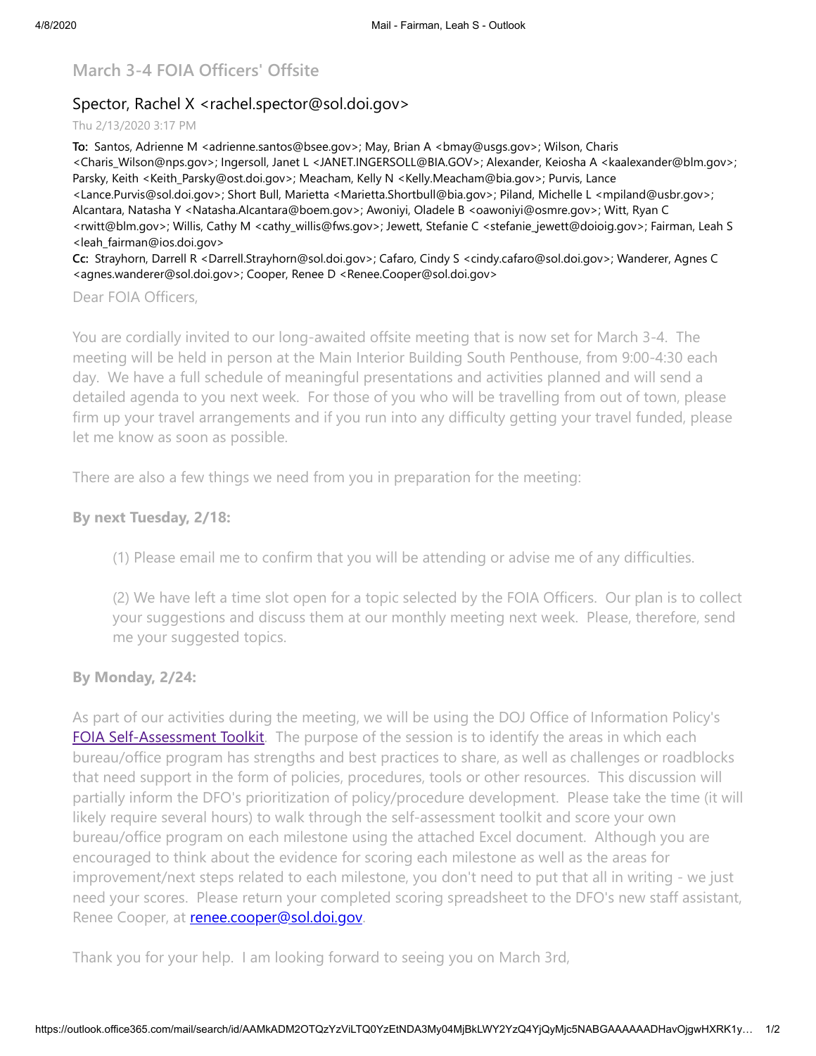# March 3-4 FOIA Officers' Offsite

## Spector, Rachel X <rachel.spector@sol.doi.gov>

Thu 2/13/2020 3:17 PM

**To:** Santos, Adrienne M <adrienne.santos@bsee.gov>; May, Brian A <bmay@usgs.gov>; Wilson, Charis <Charis_Wilson@nps.gov>; Ingersoll, Janet L <JANET.INGERSOLL@BIA.GOV>; Alexander, Keiosha A <kaalexander@blm.gov>; Parsky, Keith <Keith_Parsky@ost.doi.gov>; Meacham, Kelly N <Kelly.Meacham@bia.gov>; Purvis, Lance <Lance.Purvis@sol.doi.gov>; Short Bull, Marietta <Marietta.Shortbull@bia.gov>; Piland, Michelle L <mpiland@usbr.gov>; Alcantara, Natasha Y <Natasha.Alcantara@boem.gov>; Awoniyi, Oladele B <oawoniyi@osmre.gov>; Witt, Ryan C <rwitt@blm.gov>; Willis, Cathy M <cathy_willis@fws.gov>; Jewett, Stefanie C <stefanie_jewett@doioig.gov>; Fairman, Leah S <leah_fairman@ios.doi.gov>

**Cc:** Strayhorn, Darrell R <Darrell.Strayhorn@sol.doi.gov>; Cafaro, Cindy S <cindy.cafaro@sol.doi.gov>; Wanderer, Agnes C <agnes.wanderer@sol.doi.gov>; Cooper, Renee D <Renee.Cooper@sol.doi.gov>

Dear FOIA Officers,

You are cordially invited to our long-awaited offsite meeting that is now set for March 3-4. The meeting will be held in person at the Main Interior Building South Penthouse, from 9:00-4:30 each day. We have a full schedule of meaningful presentations and activities planned and will send a detailed agenda to you next week. For those of you who will be travelling from out of town, please firm up your travel arrangements and if you run into any difficulty getting your travel funded, please let me know as soon as possible.

There are also a few things we need from you in preparation for the meeting:

**By next Tuesday, 2/18:**

(1) Please email me to confirm that you will be attending or advise me of any difficulties.

(2) We have left a time slot open for a topic selected by the FOIA Officers. Our plan is to collect your suggestions and discuss them at our monthly meeting next week. Please, therefore, send me your suggested topics.

**By Monday, 2/24:**

As part of our activities during the meeting, we will be using the DOJ Office of Information Policy's FOIA Self-Assessment Toolkit. The purpose of the session is to identify the areas in which each bureau/office program has strengths and best practices to share, as well as challenges or roadblocks that need support in the form of policies, procedures, tools or other resources. This discussion will partially inform the DFO's prioritization of policy/procedure development. Please take the time (it will likely require several hours) to walk through the self-assessment toolkit and score your own bureau/office program on each milestone using the attached Excel document. Although you are encouraged to think about the evidence for scoring each milestone as well as the areas for improvement/next steps related to each milestone, you don't need to put that all in writing - we just need your scores. Please return your completed scoring spreadsheet to the DFO's new staff assistant, Renee Cooper, at renee.cooper@sol.doi.gov.

Thank you for your help. I am looking forward to seeing you on March 3rd,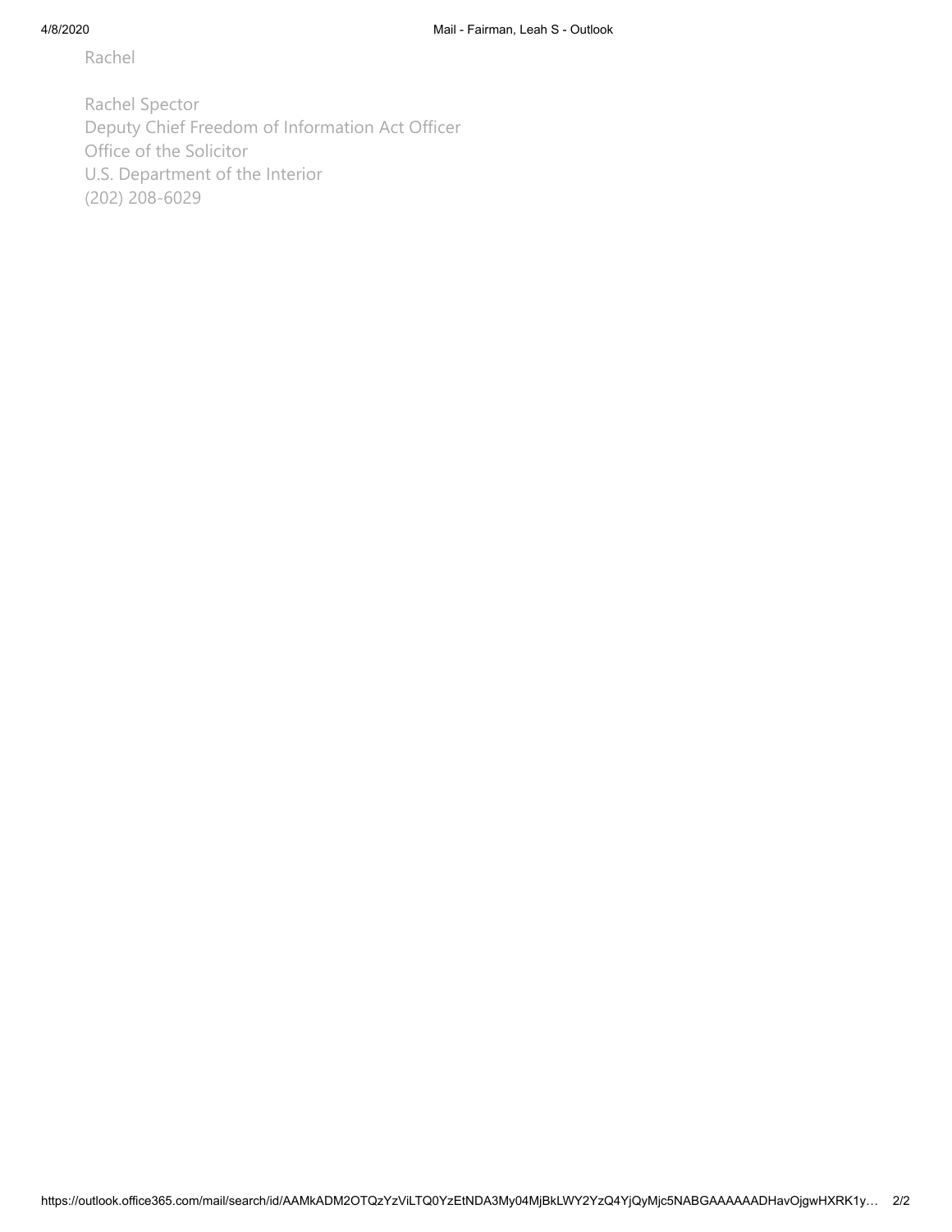Rachel

Rachel Spector
Deputy Chief Freedom of Information Act Officer
Office of the Solicitor
U.S. Department of the Interior
(202) 208-6029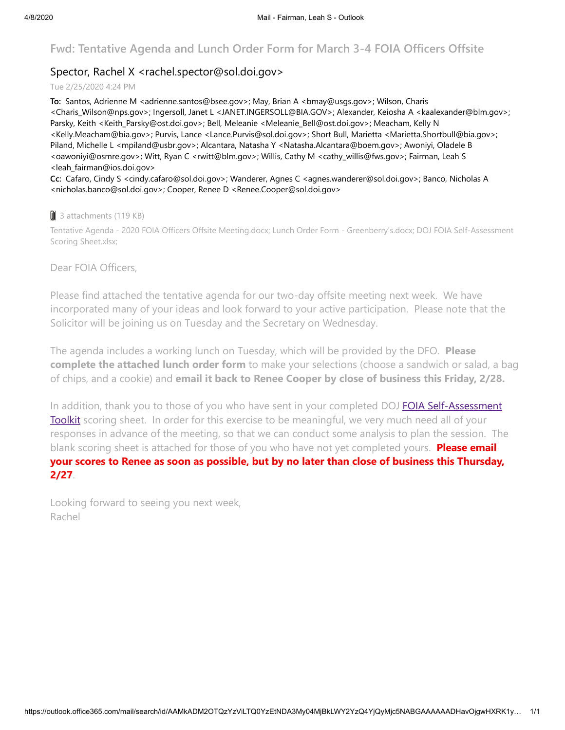# Fwd: Tentative Agenda and Lunch Order Form for March 3-4 FOIA Officers Offsite

Spector, Rachel X <rachel.spector@sol.doi.gov>

Tue 2/25/2020 4:24 PM

**To:** Santos, Adrienne M <adrienne.santos@bsee.gov>; May, Brian A <bmay@usgs.gov>; Wilson, Charis <Charis_Wilson@nps.gov>; Ingersoll, Janet L <JANET.INGERSOLL@BIA.GOV>; Alexander, Keiosha A <kaalexander@blm.gov>; Parsky, Keith <Keith_Parsky@ost.doi.gov>; Bell, Meleanie <Meleanie_Bell@ost.doi.gov>; Meacham, Kelly N <Kelly.Meacham@bia.gov>; Purvis, Lance <Lance.Purvis@sol.doi.gov>; Short Bull, Marietta <Marietta.Shortbull@bia.gov>; Piland, Michelle L <mpiland@usbr.gov>; Alcantara, Natasha Y <Natasha.Alcantara@boem.gov>; Awoniyi, Oladele B <oawoniyi@osmre.gov>; Witt, Ryan C <rwitt@blm.gov>; Willis, Cathy M <cathy_willis@fws.gov>; Fairman, Leah S <leah_fairman@ios.doi.gov>

**Cc:** Cafaro, Cindy S <cindy.cafaro@sol.doi.gov>; Wanderer, Agnes C <agnes.wanderer@sol.doi.gov>; Banco, Nicholas A <nicholas.banco@sol.doi.gov>; Cooper, Renee D <Renee.Cooper@sol.doi.gov>

3 attachments (119 KB)

Tentative Agenda - 2020 FOIA Officers Offsite Meeting.docx; Lunch Order Form - Greenberry's.docx; DOJ FOIA Self-Assessment Scoring Sheet.xlsx;

Dear FOIA Officers,

Please find attached the tentative agenda for our two-day offsite meeting next week. We have incorporated many of your ideas and look forward to your active participation. Please note that the Solicitor will be joining us on Tuesday and the Secretary on Wednesday.

The agenda includes a working lunch on Tuesday, which will be provided by the DFO. **Please complete the attached lunch order form** to make your selections (choose a sandwich or salad, a bag of chips, and a cookie) and **email it back to Renee Cooper by close of business this Friday, 2/28.**

In addition, thank you to those of you who have sent in your completed DOJ FOIA Self-Assessment Toolkit scoring sheet. In order for this exercise to be meaningful, we very much need all of your responses in advance of the meeting, so that we can conduct some analysis to plan the session. The blank scoring sheet is attached for those of you who have not yet completed yours. **Please email your scores to Renee as soon as possible, but by no later than close of business this Thursday, 2/27**.

Looking forward to seeing you next week,
Rachel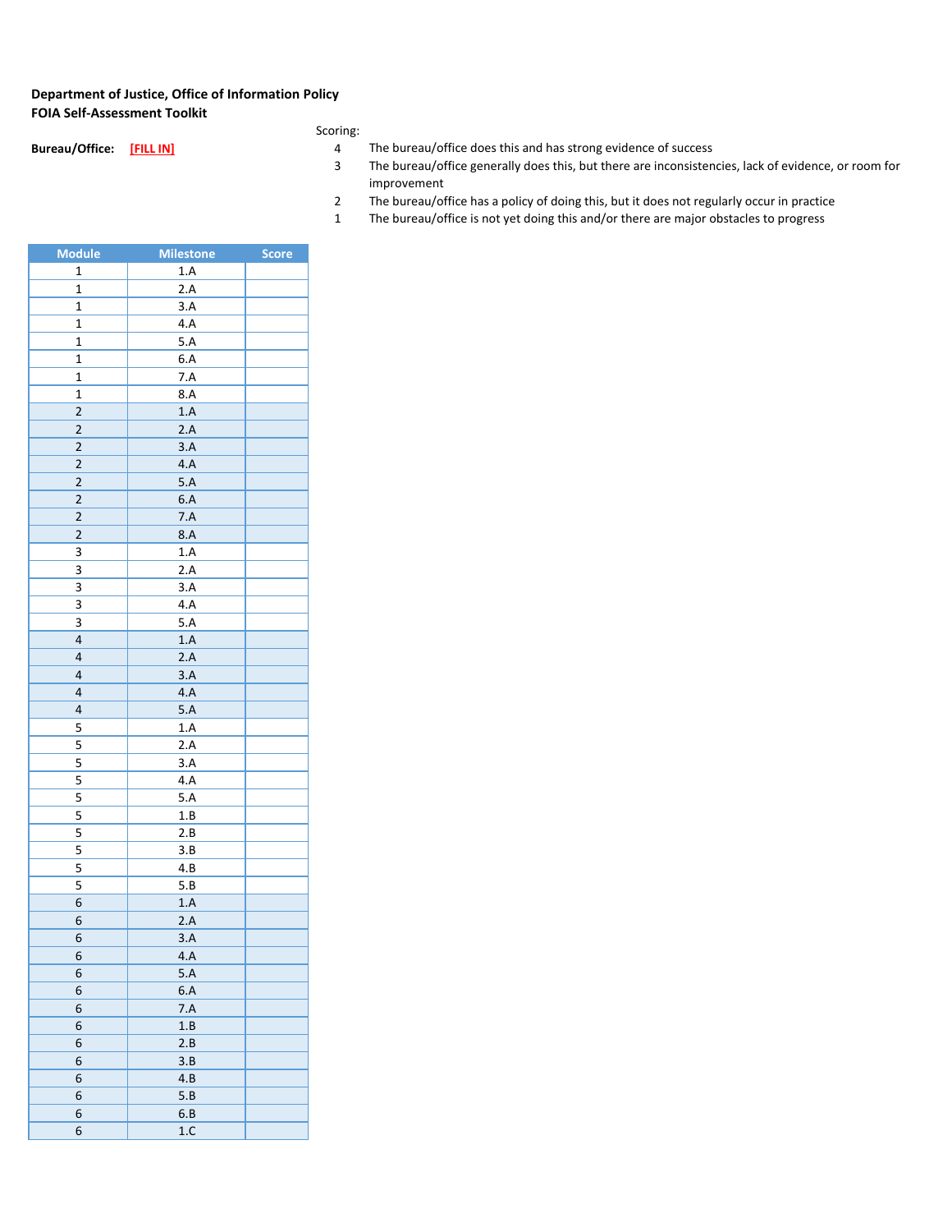**Department of Justice, Office of Information Policy**
**FOIA Self-Assessment Toolkit**

**Bureau/Office:** **[FILL IN]**

Scoring:

| | |
|---|---|
| 4 | The bureau/office does this and has strong evidence of success |
| 3 | The bureau/office generally does this, but there are inconsistencies, lack of evidence, or room for improvement |
| 2 | The bureau/office has a policy of doing this, but it does not regularly occur in practice |
| 1 | The bureau/office is not yet doing this and/or there are major obstacles to progress |

| Module | Milestone | Score |
|---|---|---|
| 1 | 1.A | |
| 1 | 2.A | |
| 1 | 3.A | |
| 1 | 4.A | |
| 1 | 5.A | |
| 1 | 6.A | |
| 1 | 7.A | |
| 1 | 8.A | |
| 2 | 1.A | |
| 2 | 2.A | |
| 2 | 3.A | |
| 2 | 4.A | |
| 2 | 5.A | |
| 2 | 6.A | |
| 2 | 7.A | |
| 2 | 8.A | |
| 3 | 1.A | |
| 3 | 2.A | |
| 3 | 3.A | |
| 3 | 4.A | |
| 3 | 5.A | |
| 4 | 1.A | |
| 4 | 2.A | |
| 4 | 3.A | |
| 4 | 4.A | |
| 4 | 5.A | |
| 5 | 1.A | |
| 5 | 2.A | |
| 5 | 3.A | |
| 5 | 4.A | |
| 5 | 5.A | |
| 5 | 1.B | |
| 5 | 2.B | |
| 5 | 3.B | |
| 5 | 4.B | |
| 5 | 5.B | |
| 6 | 1.A | |
| 6 | 2.A | |
| 6 | 3.A | |
| 6 | 4.A | |
| 6 | 5.A | |
| 6 | 6.A | |
| 6 | 7.A | |
| 6 | 1.B | |
| 6 | 2.B | |
| 6 | 3.B | |
| 6 | 4.B | |
| 6 | 5.B | |
| 6 | 6.B | |
| 6 | 1.C | |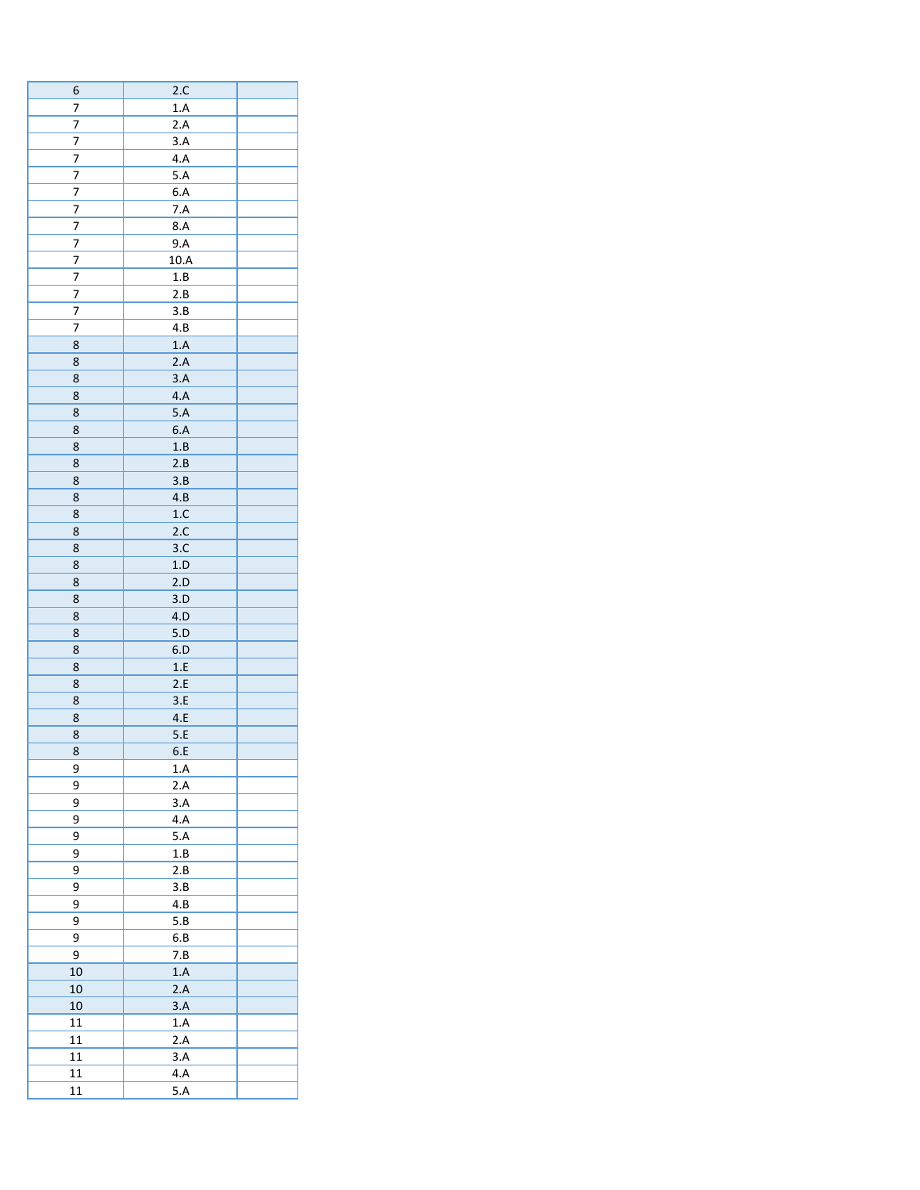| | | |
|---|---|---|
| 6 | 2.C | |
| 7 | 1.A | |
| 7 | 2.A | |
| 7 | 3.A | |
| 7 | 4.A | |
| 7 | 5.A | |
| 7 | 6.A | |
| 7 | 7.A | |
| 7 | 8.A | |
| 7 | 9.A | |
| 7 | 10.A | |
| 7 | 1.B | |
| 7 | 2.B | |
| 7 | 3.B | |
| 7 | 4.B | |
| 8 | 1.A | |
| 8 | 2.A | |
| 8 | 3.A | |
| 8 | 4.A | |
| 8 | 5.A | |
| 8 | 6.A | |
| 8 | 1.B | |
| 8 | 2.B | |
| 8 | 3.B | |
| 8 | 4.B | |
| 8 | 1.C | |
| 8 | 2.C | |
| 8 | 3.C | |
| 8 | 1.D | |
| 8 | 2.D | |
| 8 | 3.D | |
| 8 | 4.D | |
| 8 | 5.D | |
| 8 | 6.D | |
| 8 | 1.E | |
| 8 | 2.E | |
| 8 | 3.E | |
| 8 | 4.E | |
| 8 | 5.E | |
| 8 | 6.E | |
| 9 | 1.A | |
| 9 | 2.A | |
| 9 | 3.A | |
| 9 | 4.A | |
| 9 | 5.A | |
| 9 | 1.B | |
| 9 | 2.B | |
| 9 | 3.B | |
| 9 | 4.B | |
| 9 | 5.B | |
| 9 | 6.B | |
| 9 | 7.B | |
| 10 | 1.A | |
| 10 | 2.A | |
| 10 | 3.A | |
| 11 | 1.A | |
| 11 | 2.A | |
| 11 | 3.A | |
| 11 | 4.A | |
| 11 | 5.A | |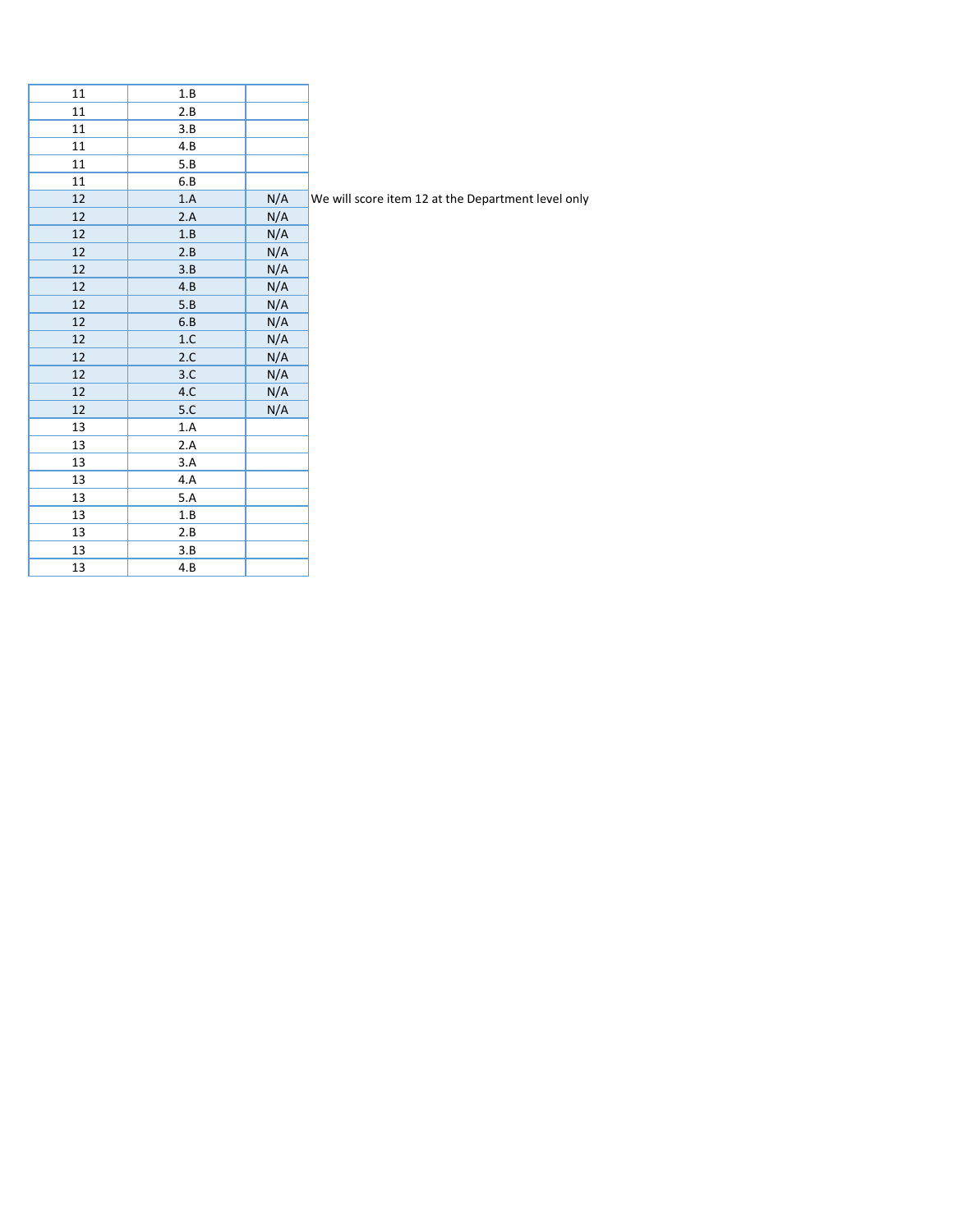| | | | |
|---|---|---|---|
| 11 | 1.B | | |
| 11 | 2.B | | |
| 11 | 3.B | | |
| 11 | 4.B | | |
| 11 | 5.B | | |
| 11 | 6.B | | |
| 12 | 1.A | N/A | We will score item 12 at the Department level only |
| 12 | 2.A | N/A | |
| 12 | 1.B | N/A | |
| 12 | 2.B | N/A | |
| 12 | 3.B | N/A | |
| 12 | 4.B | N/A | |
| 12 | 5.B | N/A | |
| 12 | 6.B | N/A | |
| 12 | 1.C | N/A | |
| 12 | 2.C | N/A | |
| 12 | 3.C | N/A | |
| 12 | 4.C | N/A | |
| 12 | 5.C | N/A | |
| 13 | 1.A | | |
| 13 | 2.A | | |
| 13 | 3.A | | |
| 13 | 4.A | | |
| 13 | 5.A | | |
| 13 | 1.B | | |
| 13 | 2.B | | |
| 13 | 3.B | | |
| 13 | 4.B | | |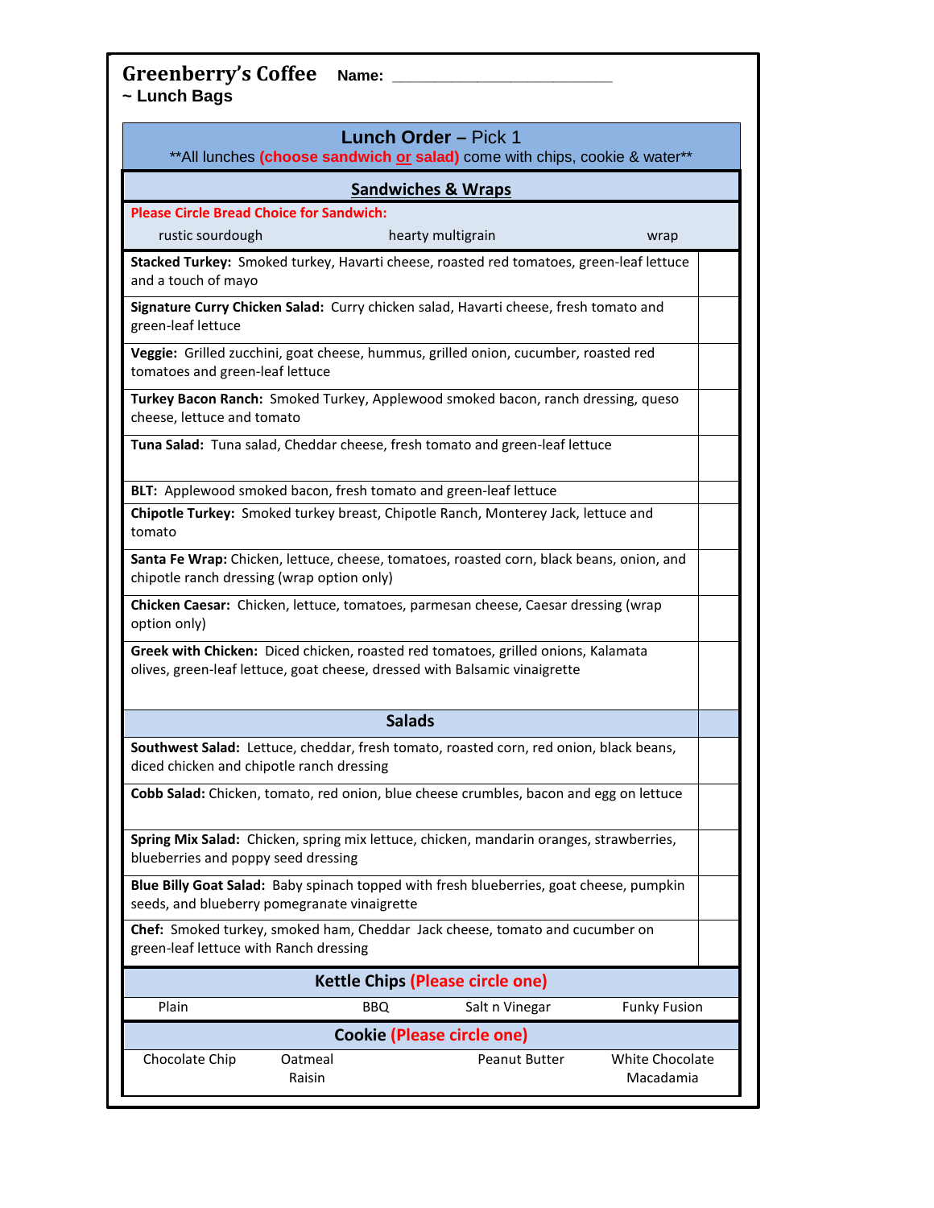# Greenberry's Coffee

**Name:** ________________________

**~ Lunch Bags**

## Lunch Order – Pick 1

**All lunches **(choose sandwich or salad)** come with chips, cookie & water**

### Sandwiches & Wraps

**Please Circle Bread Choice for Sandwich:**

rustic sourdough | hearty multigrain | wrap

| Item | |
|---|---|
| **Stacked Turkey:** Smoked turkey, Havarti cheese, roasted red tomatoes, green-leaf lettuce and a touch of mayo | |
| **Signature Curry Chicken Salad:** Curry chicken salad, Havarti cheese, fresh tomato and green-leaf lettuce | |
| **Veggie:** Grilled zucchini, goat cheese, hummus, grilled onion, cucumber, roasted red tomatoes and green-leaf lettuce | |
| **Turkey Bacon Ranch:** Smoked Turkey, Applewood smoked bacon, ranch dressing, queso cheese, lettuce and tomato | |
| **Tuna Salad:** Tuna salad, Cheddar cheese, fresh tomato and green-leaf lettuce | |
| **BLT:** Applewood smoked bacon, fresh tomato and green-leaf lettuce | |
| **Chipotle Turkey:** Smoked turkey breast, Chipotle Ranch, Monterey Jack, lettuce and tomato | |
| **Santa Fe Wrap:** Chicken, lettuce, cheese, tomatoes, roasted corn, black beans, onion, and chipotle ranch dressing (wrap option only) | |
| **Chicken Caesar:** Chicken, lettuce, tomatoes, parmesan cheese, Caesar dressing (wrap option only) | |
| **Greek with Chicken:** Diced chicken, roasted red tomatoes, grilled onions, Kalamata olives, green-leaf lettuce, goat cheese, dressed with Balsamic vinaigrette | |

### Salads

| Item | |
|---|---|
| **Southwest Salad:** Lettuce, cheddar, fresh tomato, roasted corn, red onion, black beans, diced chicken and chipotle ranch dressing | |
| **Cobb Salad:** Chicken, tomato, red onion, blue cheese crumbles, bacon and egg on lettuce | |
| **Spring Mix Salad:** Chicken, spring mix lettuce, chicken, mandarin oranges, strawberries, blueberries and poppy seed dressing | |
| **Blue Billy Goat Salad:** Baby spinach topped with fresh blueberries, goat cheese, pumpkin seeds, and blueberry pomegranate vinaigrette | |
| **Chef:** Smoked turkey, smoked ham, Cheddar Jack cheese, tomato and cucumber on green-leaf lettuce with Ranch dressing | |

### Kettle Chips (Please circle one)

| Plain | BBQ | Salt n Vinegar | Funky Fusion |
|---|---|---|---|

### Cookie (Please circle one)

| Chocolate Chip | Oatmeal Raisin | Peanut Butter | White Chocolate Macadamia |
|---|---|---|---|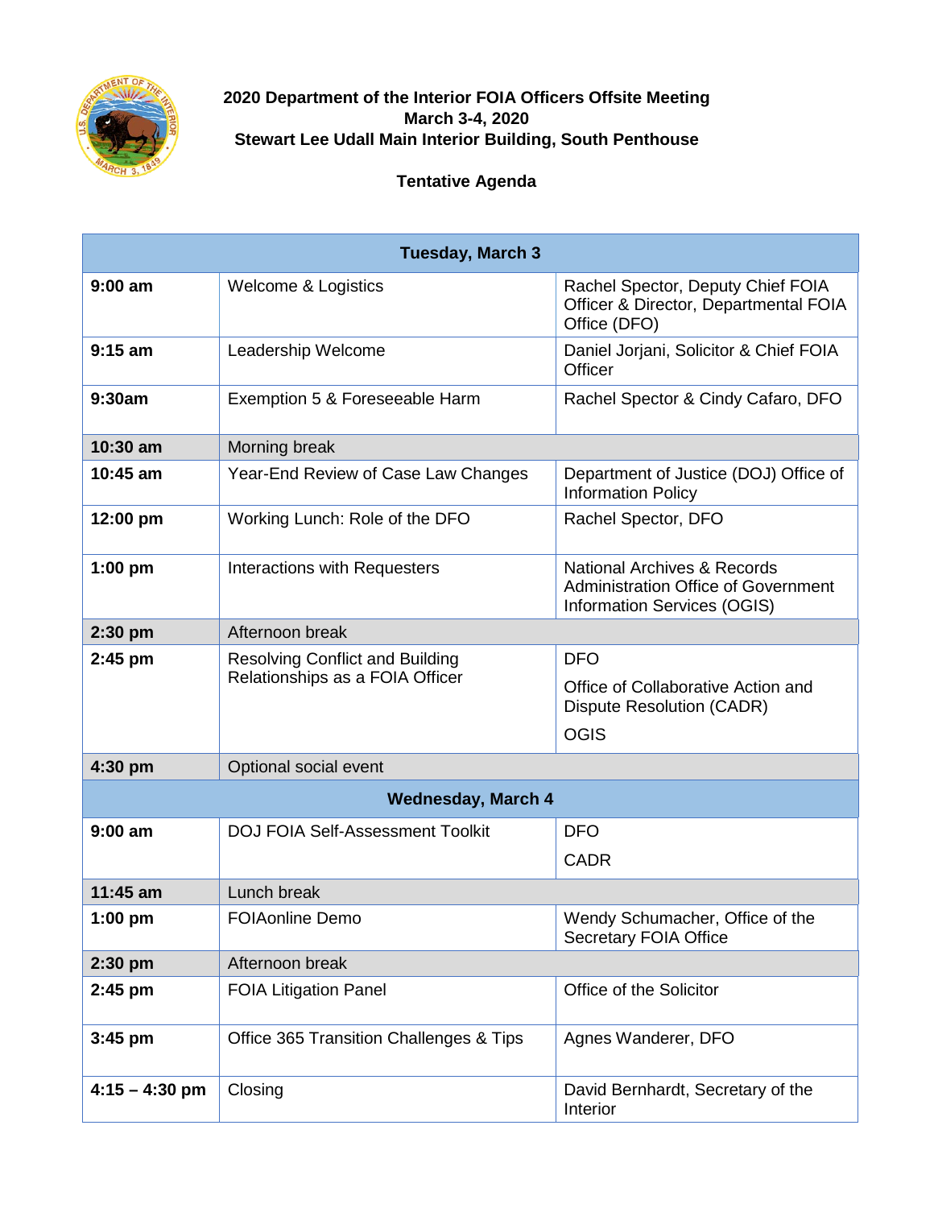**2020 Department of the Interior FOIA Officers Offsite Meeting**
**March 3-4, 2020**
**Stewart Lee Udall Main Interior Building, South Penthouse**

**Tentative Agenda**

| | | |
|---|---|---|
| **Tuesday, March 3** | | |
| **9:00 am** | Welcome & Logistics | Rachel Spector, Deputy Chief FOIA Officer & Director, Departmental FOIA Office (DFO) |
| **9:15 am** | Leadership Welcome | Daniel Jorjani, Solicitor & Chief FOIA Officer |
| **9:30am** | Exemption 5 & Foreseeable Harm | Rachel Spector & Cindy Cafaro, DFO |
| **10:30 am** | Morning break | |
| **10:45 am** | Year-End Review of Case Law Changes | Department of Justice (DOJ) Office of Information Policy |
| **12:00 pm** | Working Lunch: Role of the DFO | Rachel Spector, DFO |
| **1:00 pm** | Interactions with Requesters | National Archives & Records Administration Office of Government Information Services (OGIS) |
| **2:30 pm** | Afternoon break | |
| **2:45 pm** | Resolving Conflict and Building Relationships as a FOIA Officer | DFO<br>Office of Collaborative Action and Dispute Resolution (CADR)<br>OGIS |
| **4:30 pm** | Optional social event | |
| **Wednesday, March 4** | | |
| **9:00 am** | DOJ FOIA Self-Assessment Toolkit | DFO<br>CADR |
| **11:45 am** | Lunch break | |
| **1:00 pm** | FOIAonline Demo | Wendy Schumacher, Office of the Secretary FOIA Office |
| **2:30 pm** | Afternoon break | |
| **2:45 pm** | FOIA Litigation Panel | Office of the Solicitor |
| **3:45 pm** | Office 365 Transition Challenges & Tips | Agnes Wanderer, DFO |
| **4:15 – 4:30 pm** | Closing | David Bernhardt, Secretary of the Interior |